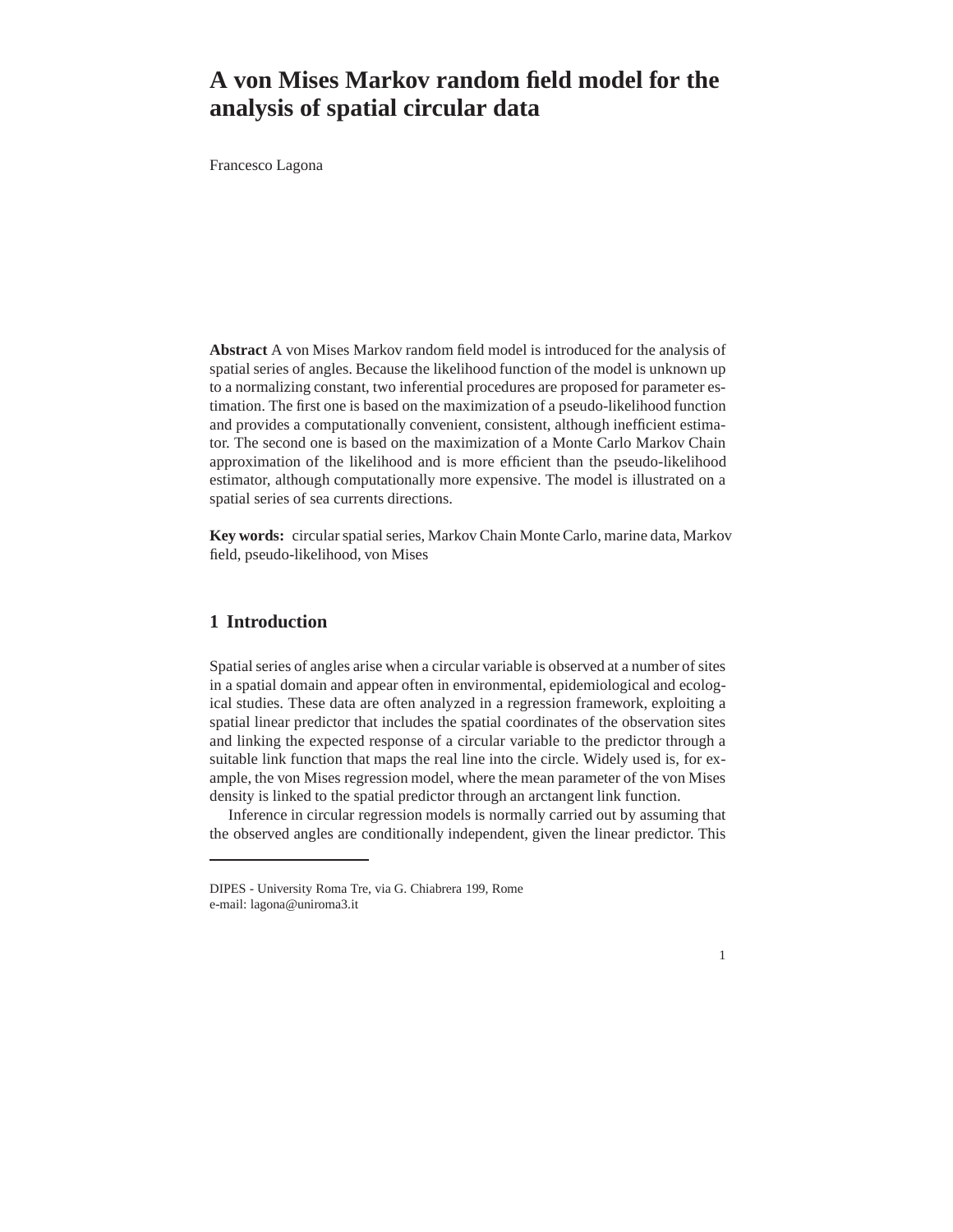# A von Mises Markov random field model for the analysis of spatial circular data

Francesco Lagona

**Abstract** A von Mises Markov random field model is introduced for the analysis of spatial series of angles. Because the likelihood function of the model is unknown up to a normalizing constant, two inferential procedures are proposed for parameter estimation. The first one is based on the maximization of a pseudo-likelihood function and provides a computationally convenient, consistent, although inefficient estimator. The second one is based on the maximization of a Monte Carlo Markov Chain approximation of the likelihood and is more efficient than the pseudo-likelihood estimator, although computationally more expensive. The model is illustrated on a spatial series of sea currents directions.

**Key words:** circular spatial series, Markov Chain Monte Carlo, marine data, Markov field, pseudo-likelihood, von Mises

## 1 Introduction

Spatial series of angles arise when a circular variable is observed at a number of sites in a spatial domain and appear often in environmental, epidemiological and ecological studies. These data are often analyzed in a regression framework, exploiting a spatial linear predictor that includes the spatial coordinates of the observation sites and linking the expected response of a circular variable to the predictor through a suitable link function that maps the real line into the circle. Widely used is, for example, the von Mises regression model, where the mean parameter of the von Mises density is linked to the spatial predictor through an arctangent link function.

Inference in circular regression models is normally carried out by assuming that the observed angles are conditionally independent, given the linear predictor. This

---

DIPES - University Roma Tre, via G. Chiabrera 199, Rome
e-mail: lagona@uniroma3.it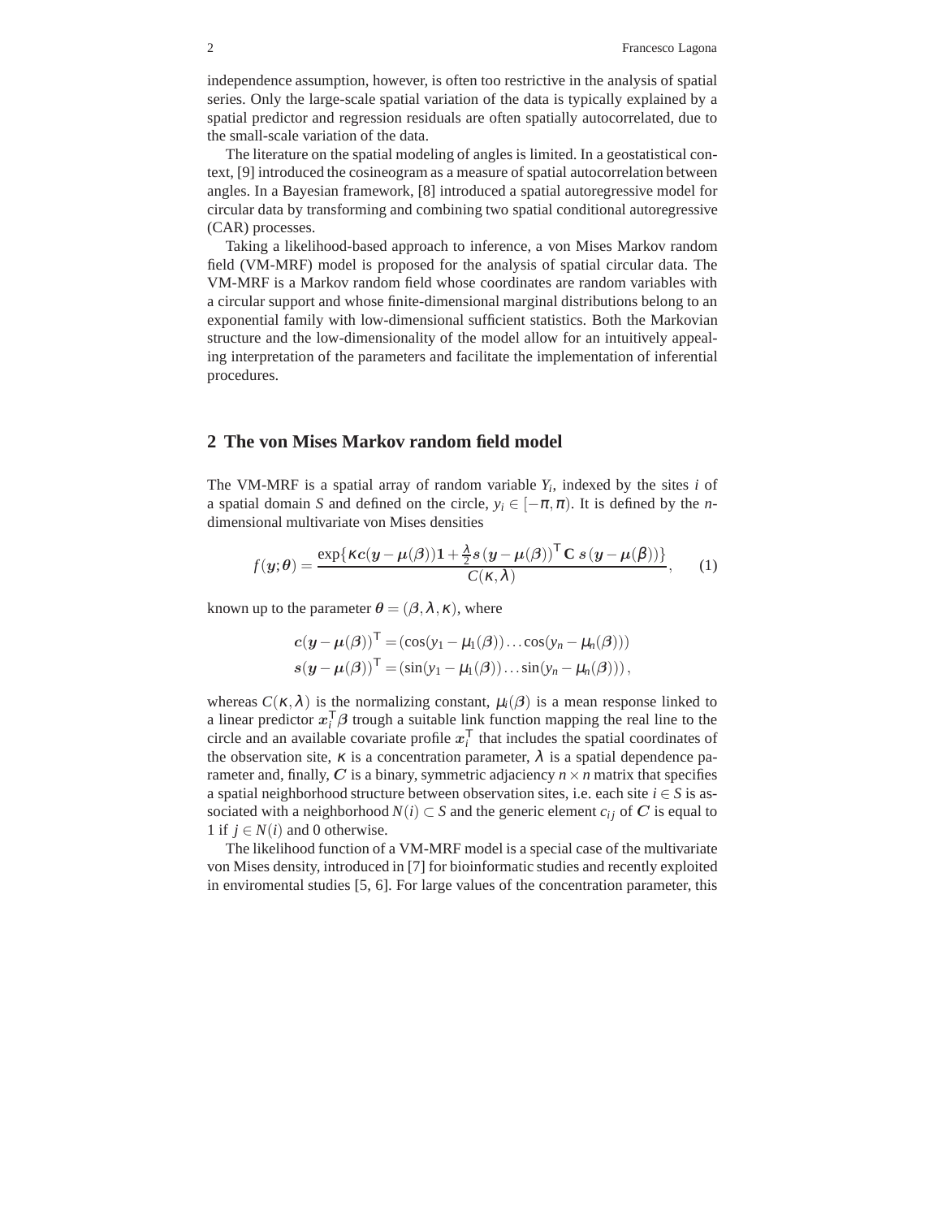independence assumption, however, is often too restrictive in the analysis of spatial series. Only the large-scale spatial variation of the data is typically explained by a spatial predictor and regression residuals are often spatially autocorrelated, due to the small-scale variation of the data.

The literature on the spatial modeling of angles is limited. In a geostatistical context, [9] introduced the cosineogram as a measure of spatial autocorrelation between angles. In a Bayesian framework, [8] introduced a spatial autoregressive model for circular data by transforming and combining two spatial conditional autoregressive (CAR) processes.

Taking a likelihood-based approach to inference, a von Mises Markov random field (VM-MRF) model is proposed for the analysis of spatial circular data. The VM-MRF is a Markov random field whose coordinates are random variables with a circular support and whose finite-dimensional marginal distributions belong to an exponential family with low-dimensional sufficient statistics. Both the Markovian structure and the low-dimensionality of the model allow for an intuitively appealing interpretation of the parameters and facilitate the implementation of inferential procedures.

## 2 The von Mises Markov random field model

The VM-MRF is a spatial array of random variable $Y_i$, indexed by the sites $i$ of a spatial domain $S$ and defined on the circle, $y_i \in [-\pi, \pi)$. It is defined by the $n$-dimensional multivariate von Mises densities

$$f(\boldsymbol{y};\boldsymbol{\theta}) = \frac{\exp\{\kappa \boldsymbol{c}(\boldsymbol{y}-\boldsymbol{\mu}(\boldsymbol{\beta}))\mathbf{1} + \frac{\lambda}{2}\boldsymbol{s}(\boldsymbol{y}-\boldsymbol{\mu}(\boldsymbol{\beta}))^{\mathsf{T}}\mathbf{C}\;\boldsymbol{s}(\boldsymbol{y}-\boldsymbol{\mu}(\beta))\}}{C(\kappa,\lambda)}, \qquad (1)$$

known up to the parameter $\boldsymbol{\theta} = (\boldsymbol{\beta}, \lambda, \kappa)$, where

$$\begin{aligned}
\boldsymbol{c}(\boldsymbol{y}-\boldsymbol{\mu}(\boldsymbol{\beta}))^{\mathsf{T}} &= (\cos(y_1-\mu_1(\boldsymbol{\beta}))\ldots\cos(y_n-\mu_n(\boldsymbol{\beta})))\\
\boldsymbol{s}(\boldsymbol{y}-\boldsymbol{\mu}(\boldsymbol{\beta}))^{\mathsf{T}} &= (\sin(y_1-\mu_1(\boldsymbol{\beta}))\ldots\sin(y_n-\mu_n(\boldsymbol{\beta}))),
\end{aligned}$$

whereas $C(\kappa,\lambda)$ is the normalizing constant, $\mu_i(\boldsymbol{\beta})$ is a mean response linked to a linear predictor $\boldsymbol{x}_i^{\mathsf{T}}\boldsymbol{\beta}$ trough a suitable link function mapping the real line to the circle and an available covariate profile $\boldsymbol{x}_i^{\mathsf{T}}$ that includes the spatial coordinates of the observation site, $\kappa$ is a concentration parameter, $\lambda$ is a spatial dependence parameter and, finally, $\boldsymbol{C}$ is a binary, symmetric adjciency $n \times n$ matrix that specifies a spatial neighborhood structure between observation sites, i.e. each site $i \in S$ is associated with a neighborhood $N(i) \subset S$ and the generic element $c_{ij}$ of $\boldsymbol{C}$ is equal to 1 if $j \in N(i)$ and 0 otherwise.

The likelihood function of a VM-MRF model is a special case of the multivariate von Mises density, introduced in [7] for bioinformatic studies and recently exploited in enviromental studies [5, 6]. For large values of the concentration parameter, this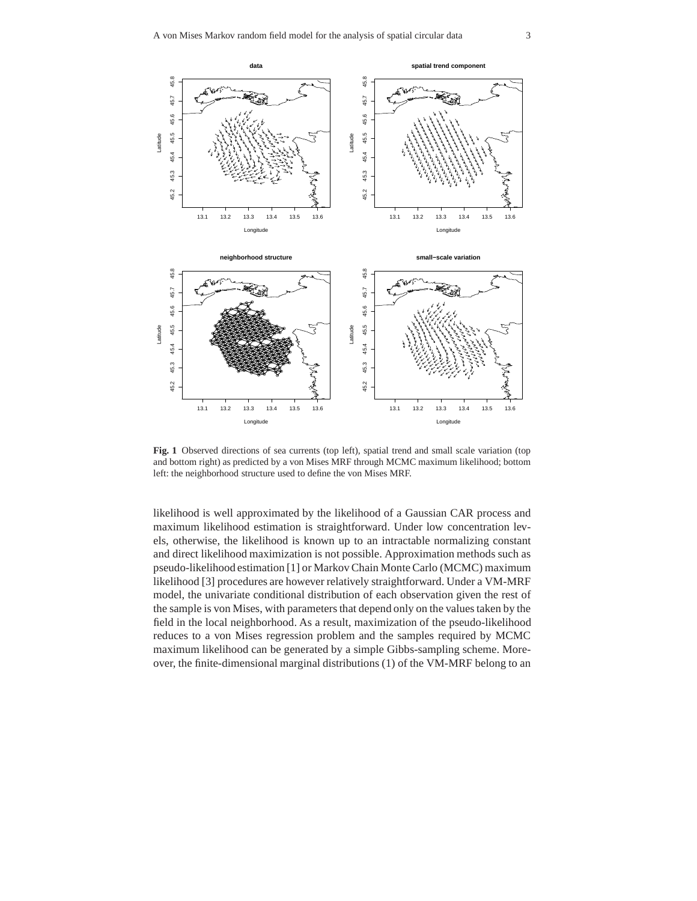**Fig. 1** Observed directions of sea currents (top left), spatial trend and small scale variation (top and bottom right) as predicted by a von Mises MRF through MCMC maximum likelihood; bottom left: the neighborhood structure used to define the von Mises MRF.

likelihood is well approximated by the likelihood of a Gaussian CAR process and maximum likelihood estimation is straightforward. Under low concentration levels, otherwise, the likelihood is known up to an intractable normalizing constant and direct likelihood maximization is not possible. Approximation methods such as pseudo-likelihood estimation [1] or Markov Chain Monte Carlo (MCMC) maximum likelihood [3] procedures are however relatively straightforward. Under a VM-MRF model, the univariate conditional distribution of each observation given the rest of the sample is von Mises, with parameters that depend only on the values taken by the field in the local neighborhood. As a result, maximization of the pseudo-likelihood reduces to a von Mises regression problem and the samples required by MCMC maximum likelihood can be generated by a simple Gibbs-sampling scheme. Moreover, the finite-dimensional marginal distributions (1) of the VM-MRF belong to an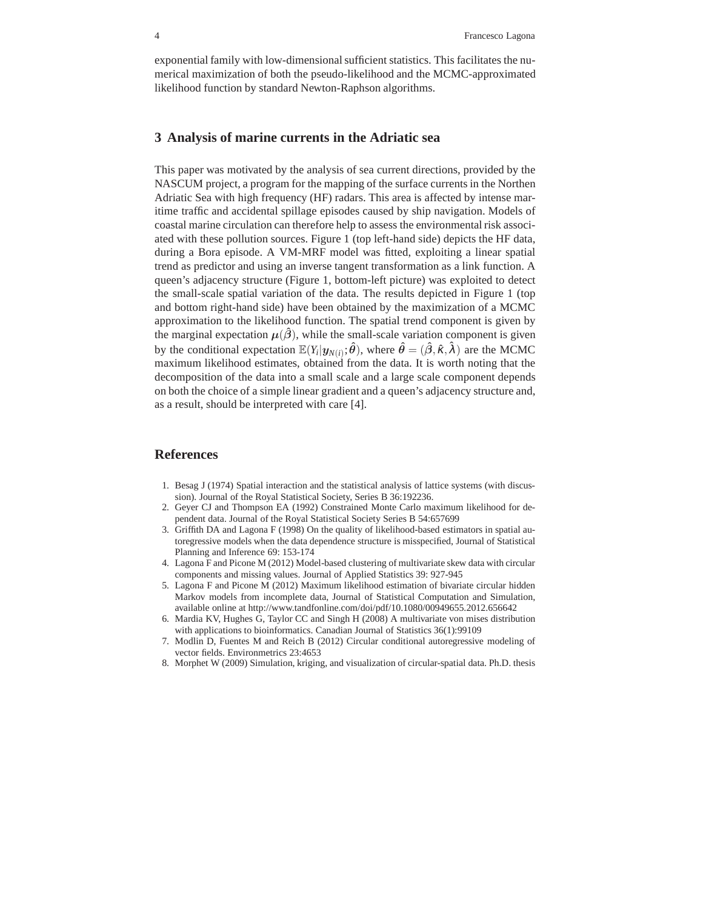exponential family with low-dimensional sufficient statistics. This facilitates the numerical maximization of both the pseudo-likelihood and the MCMC-approximated likelihood function by standard Newton-Raphson algorithms.

## 3 Analysis of marine currents in the Adriatic sea

This paper was motivated by the analysis of sea current directions, provided by the NASCUM project, a program for the mapping of the surface currents in the Northen Adriatic Sea with high frequency (HF) radars. This area is affected by intense maritime traffic and accidental spillage episodes caused by ship navigation. Models of coastal marine circulation can therefore help to assess the environmental risk associated with these pollution sources. Figure 1 (top left-hand side) depicts the HF data, during a Bora episode. A VM-MRF model was fitted, exploiting a linear spatial trend as predictor and using an inverse tangent transformation as a link function. A queen's adjacency structure (Figure 1, bottom-left picture) was exploited to detect the small-scale spatial variation of the data. The results depicted in Figure 1 (top and bottom right-hand side) have been obtained by the maximization of a MCMC approximation to the likelihood function. The spatial trend component is given by the marginal expectation $\boldsymbol{\mu}(\hat{\boldsymbol{\beta}})$, while the small-scale variation component is given by the conditional expectation $\mathbb{E}(Y_i|\boldsymbol{y}_{N(i)};\hat{\boldsymbol{\theta}})$, where $\hat{\boldsymbol{\theta}} = (\hat{\boldsymbol{\beta}}, \hat{\kappa}, \hat{\boldsymbol{\lambda}})$ are the MCMC maximum likelihood estimates, obtained from the data. It is worth noting that the decomposition of the data into a small scale and a large scale component depends on both the choice of a simple linear gradient and a queen's adjacency structure and, as a result, should be interpreted with care [4].

## References

1. Besag J (1974) Spatial interaction and the statistical analysis of lattice systems (with discussion). Journal of the Royal Statistical Society, Series B 36:192236.
2. Geyer CJ and Thompson EA (1992) Constrained Monte Carlo maximum likelihood for dependent data. Journal of the Royal Statistical Society Series B 54:657699
3. Griffith DA and Lagona F (1998) On the quality of likelihood-based estimators in spatial autoregressive models when the data dependence structure is misspecified, Journal of Statistical Planning and Inference 69: 153-174
4. Lagona F and Picone M (2012) Model-based clustering of multivariate skew data with circular components and missing values. Journal of Applied Statistics 39: 927-945
5. Lagona F and Picone M (2012) Maximum likelihood estimation of bivariate circular hidden Markov models from incomplete data, Journal of Statistical Computation and Simulation, available online at http://www.tandfonline.com/doi/pdf/10.1080/00949655.2012.656642
6. Mardia KV, Hughes G, Taylor CC and Singh H (2008) A multivariate von mises distribution with applications to bioinformatics. Canadian Journal of Statistics 36(1):99109
7. Modlin D, Fuentes M and Reich B (2012) Circular conditional autoregressive modeling of vector fields. Environmetrics 23:4653
8. Morphet W (2009) Simulation, kriging, and visualization of circular-spatial data. Ph.D. thesis